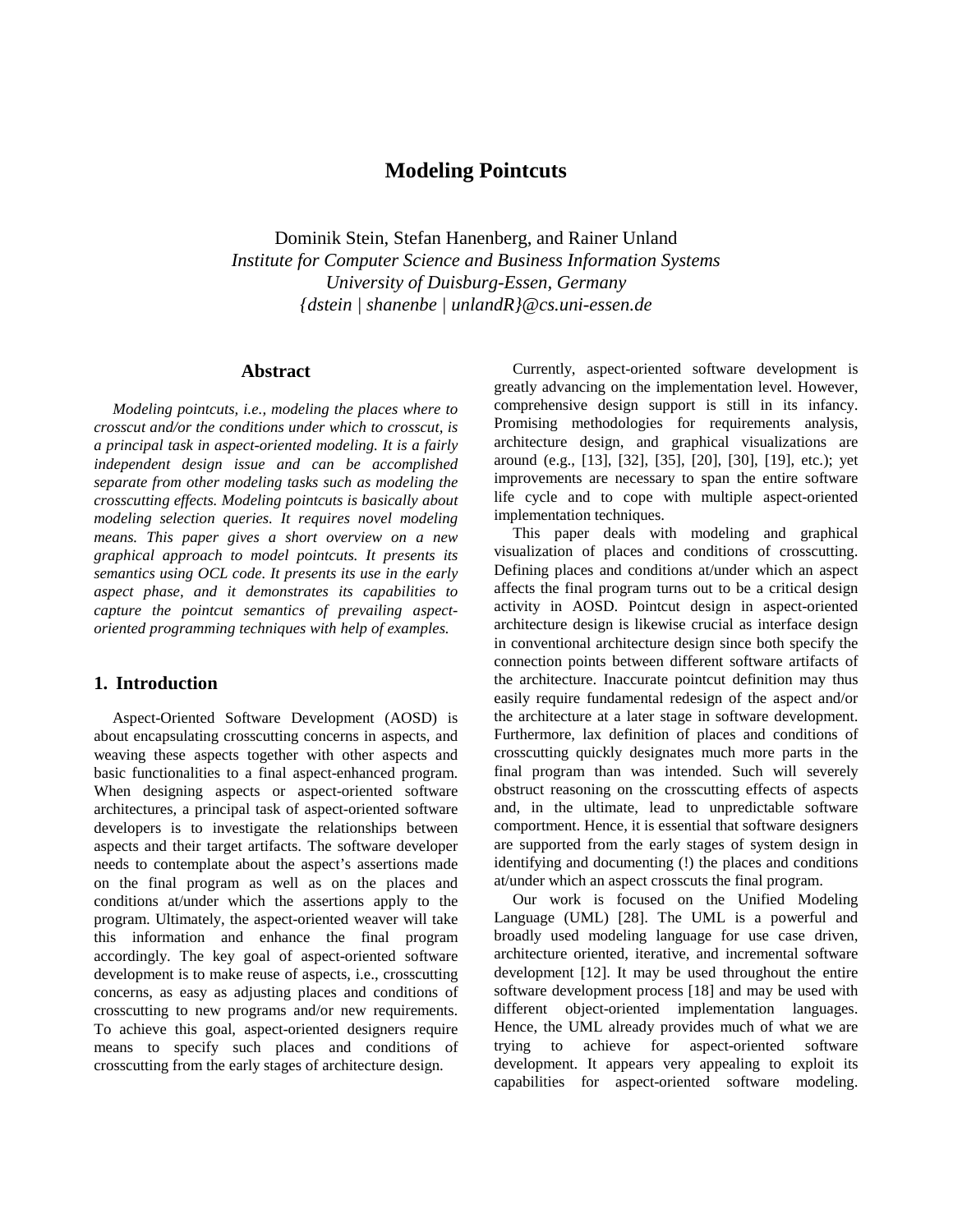# Modeling Pointcuts

Dominik Stein, Stefan Hanenberg, and Rainer Unland
*Institute for Computer Science and Business Information Systems*
*University of Duisburg-Essen, Germany*
*{dstein | shanenbe | unlandR}@cs.uni-essen.de*

## Abstract

*Modeling pointcuts, i.e., modeling the places where to crosscut and/or the conditions under which to crosscut, is a principal task in aspect-oriented modeling. It is a fairly independent design issue and can be accomplished separate from other modeling tasks such as modeling the crosscutting effects. Modeling pointcuts is basically about modeling selection queries. It requires novel modeling means. This paper gives a short overview on a new graphical approach to model pointcuts. It presents its semantics using OCL code. It presents its use in the early aspect phase, and it demonstrates its capabilities to capture the pointcut semantics of prevailing aspect-oriented programming techniques with help of examples.*

## 1. Introduction

Aspect-Oriented Software Development (AOSD) is about encapsulating crosscutting concerns in aspects, and weaving these aspects together with other aspects and basic functionalities to a final aspect-enhanced program. When designing aspects or aspect-oriented software architectures, a principal task of aspect-oriented software developers is to investigate the relationships between aspects and their target artifacts. The software developer needs to contemplate about the aspect's assertions made on the final program as well as on the places and conditions at/under which the assertions apply to the program. Ultimately, the aspect-oriented weaver will take this information and enhance the final program accordingly. The key goal of aspect-oriented software development is to make reuse of aspects, i.e., crosscutting concerns, as easy as adjusting places and conditions of crosscutting to new programs and/or new requirements. To achieve this goal, aspect-oriented designers require means to specify such places and conditions of crosscutting from the early stages of architecture design.

Currently, aspect-oriented software development is greatly advancing on the implementation level. However, comprehensive design support is still in its infancy. Promising methodologies for requirements analysis, architecture design, and graphical visualizations are around (e.g., [13], [32], [35], [20], [30], [19], etc.); yet improvements are necessary to span the entire software life cycle and to cope with multiple aspect-oriented implementation techniques.

This paper deals with modeling and graphical visualization of places and conditions of crosscutting. Defining places and conditions at/under which an aspect affects the final program turns out to be a critical design activity in AOSD. Pointcut design in aspect-oriented architecture design is likewise crucial as interface design in conventional architecture design since both specify the connection points between different software artifacts of the architecture. Inaccurate pointcut definition may thus easily require fundamental redesign of the aspect and/or the architecture at a later stage in software development. Furthermore, lax definition of places and conditions of crosscutting quickly designates much more parts in the final program than was intended. Such will severely obstruct reasoning on the crosscutting effects of aspects and, in the ultimate, lead to unpredictable software comportment. Hence, it is essential that software designers are supported from the early stages of system design in identifying and documenting (!) the places and conditions at/under which an aspect crosscuts the final program.

Our work is focused on the Unified Modeling Language (UML) [28]. The UML is a powerful and broadly used modeling language for use case driven, architecture oriented, iterative, and incremental software development [12]. It may be used throughout the entire software development process [18] and may be used with different object-oriented implementation languages. Hence, the UML already provides much of what we are trying to achieve for aspect-oriented software development. It appears very appealing to exploit its capabilities for aspect-oriented software modeling.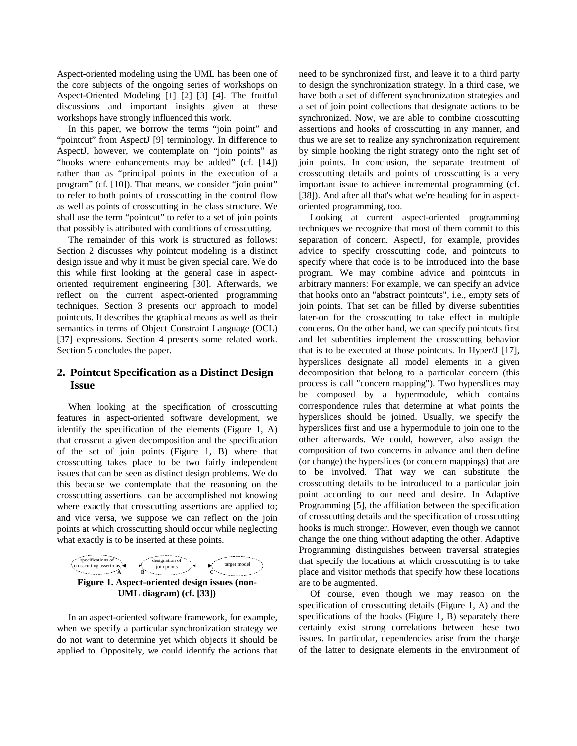Aspect-oriented modeling using the UML has been one of the core subjects of the ongoing series of workshops on Aspect-Oriented Modeling [1] [2] [3] [4]. The fruitful discussions and important insights given at these workshops have strongly influenced this work.

In this paper, we borrow the terms "join point" and "pointcut" from AspectJ [9] terminology. In difference to AspectJ, however, we contemplate on "join points" as "hooks where enhancements may be added" (cf. [14]) rather than as "principal points in the execution of a program" (cf. [10]). That means, we consider "join point" to refer to both points of crosscutting in the control flow as well as points of crosscutting in the class structure. We shall use the term "pointcut" to refer to a set of join points that possibly is attributed with conditions of crosscutting.

The remainder of this work is structured as follows: Section 2 discusses why pointcut modeling is a distinct design issue and why it must be given special care. We do this while first looking at the general case in aspect-oriented requirement engineering [30]. Afterwards, we reflect on the current aspect-oriented programming techniques. Section 3 presents our approach to model pointcuts. It describes the graphical means as well as their semantics in terms of Object Constraint Language (OCL) [37] expressions. Section 4 presents some related work. Section 5 concludes the paper.

## 2. Pointcut Specification as a Distinct Design Issue

When looking at the specification of crosscutting features in aspect-oriented software development, we identify the specification of the elements (Figure 1, A) that crosscut a given decomposition and the specification of the set of join points (Figure 1, B) where that crosscutting takes place to be two fairly independent issues that can be seen as distinct design problems. We do this because we contemplate that the reasoning on the crosscutting assertions can be accomplished not knowing where exactly that crosscutting assertions are applied to; and vice versa, we suppose we can reflect on the join points at which crosscutting should occur while neglecting what exactly is to be inserted at these points.

specifications of crosscutting assertions (A) ⟷ designation of join points (B) ⟷ target model (C)

**Figure 1. Aspect-oriented design issues (non-UML diagram) (cf. [33])**

In an aspect-oriented software framework, for example, when we specify a particular synchronization strategy we do not want to determine yet which objects it should be applied to. Oppositely, we could identify the actions that need to be synchronized first, and leave it to a third party to design the synchronization strategy. In a third case, we have both a set of different synchronization strategies and a set of join point collections that designate actions to be synchronized. Now, we are able to combine crosscutting assertions and hooks of crosscutting in any manner, and thus we are set to realize any synchronization requirement by simple hooking the right strategy onto the right set of join points. In conclusion, the separate treatment of crosscutting details and points of crosscutting is a very important issue to achieve incremental programming (cf. [38]). And after all that's what we're heading for in aspect-oriented programming, too.

Looking at current aspect-oriented programming techniques we recognize that most of them commit to this separation of concern. AspectJ, for example, provides advice to specify crosscutting code, and pointcuts to specify where that code is to be introduced into the base program. We may combine advice and pointcuts in arbitrary manners: For example, we can specify an advice that hooks onto an "abstract pointcuts", i.e., empty sets of join points. That set can be filled by diverse subentities later-on for the crosscutting to take effect in multiple concerns. On the other hand, we can specify pointcuts first and let subentities implement the crosscutting behavior that is to be executed at those pointcuts. In Hyper/J [17], hyperslices designate all model elements in a given decomposition that belong to a particular concern (this process is call "concern mapping"). Two hyperslices may be composed by a hypermodule, which contains correspondence rules that determine at what points the hyperslices should be joined. Usually, we specify the hyperslices first and use a hypermodule to join one to the other afterwards. We could, however, also assign the composition of two concerns in advance and then define (or change) the hyperslices (or concern mappings) that are to be involved. That way we can substitute the crosscutting details to be introduced to a particular join point according to our need and desire. In Adaptive Programming [5], the affiliation between the specification of crosscutting details and the specification of crosscutting hooks is much stronger. However, even though we cannot change the one thing without adapting the other, Adaptive Programming distinguishes between traversal strategies that specify the locations at which crosscutting is to take place and visitor methods that specify how these locations are to be augmented.

Of course, even though we may reason on the specification of crosscutting details (Figure 1, A) and the specifications of the hooks (Figure 1, B) separately there certainly exist strong correlations between these two issues. In particular, dependencies arise from the charge of the latter to designate elements in the environment of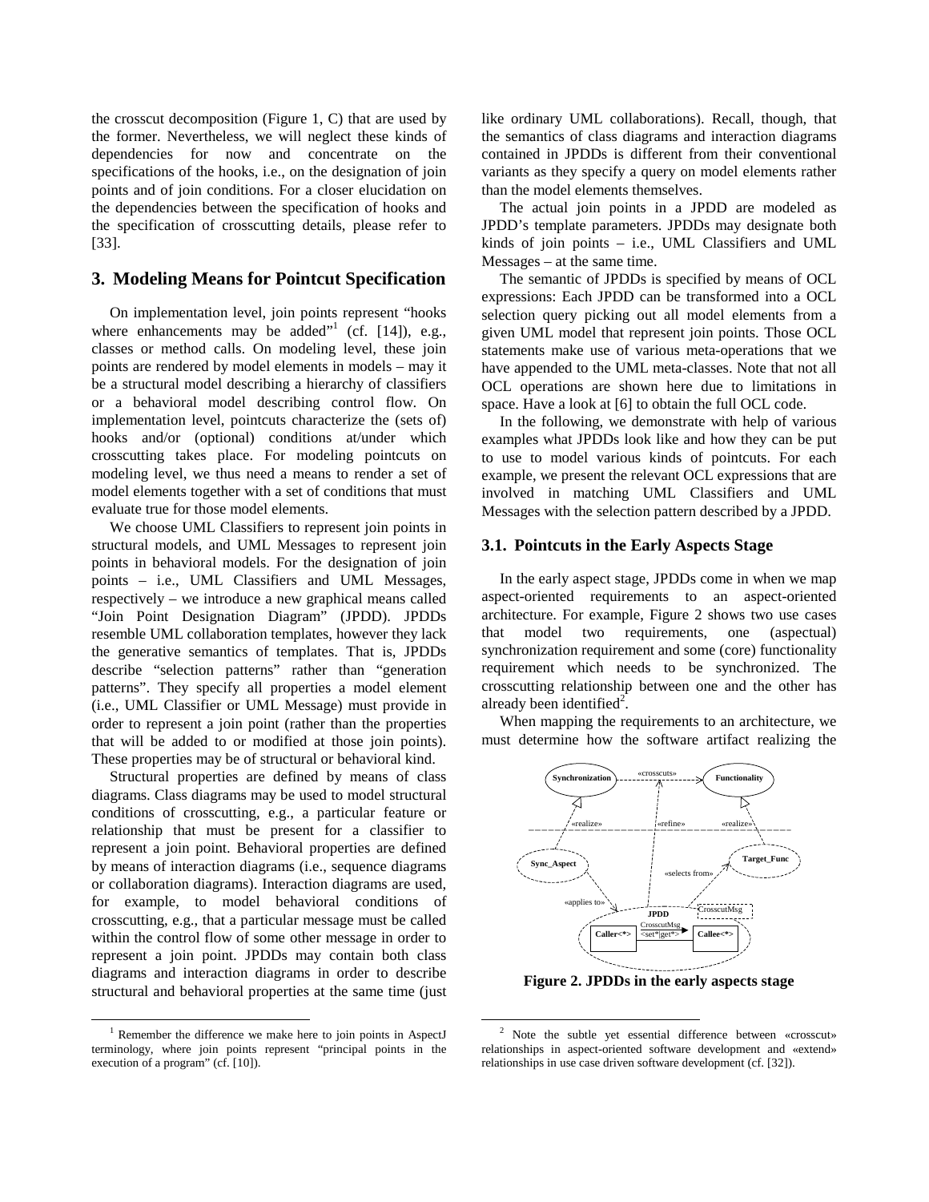the crosscut decomposition (Figure 1, C) that are used by the former. Nevertheless, we will neglect these kinds of dependencies for now and concentrate on the specifications of the hooks, i.e., on the designation of join points and of join conditions. For a closer elucidation on the dependencies between the specification of hooks and the specification of crosscutting details, please refer to [33].

## 3. Modeling Means for Pointcut Specification

On implementation level, join points represent "hooks where enhancements may be added"[1] (cf. [14]), e.g., classes or method calls. On modeling level, these join points are rendered by model elements in models – may it be a structural model describing a hierarchy of classifiers or a behavioral model describing control flow. On implementation level, pointcuts characterize the (sets of) hooks and/or (optional) conditions at/under which crosscutting takes place. For modeling pointcuts on modeling level, we thus need a means to render a set of model elements together with a set of conditions that must evaluate true for those model elements.

We choose UML Classifiers to represent join points in structural models, and UML Messages to represent join points in behavioral models. For the designation of join points – i.e., UML Classifiers and UML Messages, respectively – we introduce a new graphical means called "Join Point Designation Diagram" (JPDD). JPDDs resemble UML collaboration templates, however they lack the generative semantics of templates. That is, JPDDs describe "selection patterns" rather than "generation patterns". They specify all properties a model element (i.e., UML Classifier or UML Message) must provide in order to represent a join point (rather than the properties that will be added to or modified at those join points). These properties may be of structural or behavioral kind.

Structural properties are defined by means of class diagrams. Class diagrams may be used to model structural conditions of crosscutting, e.g., a particular feature or relationship that must be present for a classifier to represent a join point. Behavioral properties are defined by means of interaction diagrams (i.e., sequence diagrams or collaboration diagrams). Interaction diagrams are used, for example, to model behavioral conditions of crosscutting, e.g., that a particular message must be called within the control flow of some other message in order to represent a join point. JPDDs may contain both class diagrams and interaction diagrams in order to describe structural and behavioral properties at the same time (just like ordinary UML collaborations). Recall, though, that the semantics of class diagrams and interaction diagrams contained in JPDDs is different from their conventional variants as they specify a query on model elements rather than the model elements themselves.

The actual join points in a JPDD are modeled as JPDD's template parameters. JPDDs may designate both kinds of join points – i.e., UML Classifiers and UML Messages – at the same time.

The semantic of JPDDs is specified by means of OCL expressions: Each JPDD can be transformed into a OCL selection query picking out all model elements from a given UML model that represent join points. Those OCL statements make use of various meta-operations that we have appended to the UML meta-classes. Note that not all OCL operations are shown here due to limitations in space. Have a look at [6] to obtain the full OCL code.

In the following, we demonstrate with help of various examples what JPDDs look like and how they can be put to use to model various kinds of pointcuts. For each example, we present the relevant OCL expressions that are involved in matching UML Classifiers and UML Messages with the selection pattern described by a JPDD.

### 3.1. Pointcuts in the Early Aspects Stage

In the early aspect stage, JPDDs come in when we map aspect-oriented requirements to an aspect-oriented architecture. For example, Figure 2 shows two use cases that model two requirements, one (aspectual) synchronization requirement and some (core) functionality requirement which needs to be synchronized. The crosscutting relationship between one and the other has already been identified[2].

When mapping the requirements to an architecture, we must determine how the software artifact realizing the

**Figure 2. JPDDs in the early aspects stage**

[1] Remember the difference we make here to join points in AspectJ terminology, where join points represent "principal points in the execution of a program" (cf. [10]).

[2] Note the subtle yet essential difference between «crosscut» relationships in aspect-oriented software development and «extend» relationships in use case driven software development (cf. [32]).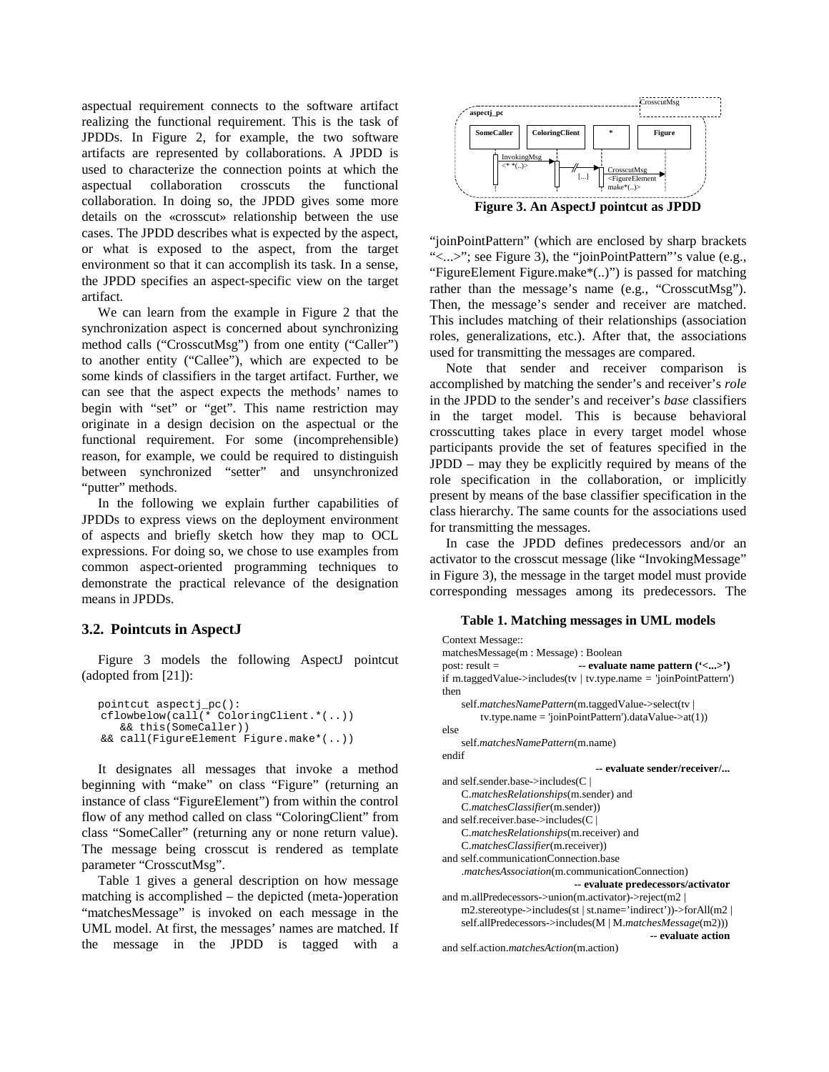aspectual requirement connects to the software artifact realizing the functional requirement. This is the task of JPDDs. In Figure 2, for example, the two software artifacts are represented by collaborations. A JPDD is used to characterize the connection points at which the aspectual collaboration crosscuts the functional collaboration. In doing so, the JPDD gives some more details on the «crosscut» relationship between the use cases. The JPDD describes what is expected by the aspect, or what is exposed to the aspect, from the target environment so that it can accomplish its task. In a sense, the JPDD specifies an aspect-specific view on the target artifact.

We can learn from the example in Figure 2 that the synchronization aspect is concerned about synchronizing method calls ("CrosscutMsg") from one entity ("Caller") to another entity ("Callee"), which are expected to be some kinds of classifiers in the target artifact. Further, we can see that the aspect expects the methods' names to begin with "set" or "get". This name restriction may originate in a design decision on the aspectual or the functional requirement. For some (incomprehensible) reason, for example, we could be required to distinguish between synchronized "setter" and unsynchronized "putter" methods.

In the following we explain further capabilities of JPDDs to express views on the deployment environment of aspects and briefly sketch how they map to OCL expressions. For doing so, we chose to use examples from common aspect-oriented programming techniques to demonstrate the practical relevance of the designation means in JPDDs.

### 3.2. Pointcuts in AspectJ

Figure 3 models the following AspectJ pointcut (adopted from [21]):

```
pointcut aspectj_pc():
 cflowbelow(call(* ColoringClient.*(..))
    && this(SomeCaller))
 && call(FigureElement Figure.make*(..))
```

It designates all messages that invoke a method beginning with "make" on class "Figure" (returning an instance of class "FigureElement") from within the control flow of any method called on class "ColoringClient" from class "SomeCaller" (returning any or none return value). The message being crosscut is rendered as template parameter "CrosscutMsg".

Table 1 gives a general description on how message matching is accomplished – the depicted (meta-)operation "matchesMessage" is invoked on each message in the UML model. At first, the messages' names are matched. If the message in the JPDD is tagged with a

CrosscutMsg

aspectj_pc

SomeCaller | ColoringClient | * | Figure

InvokingMsg <* *(..)>

[...]

CrosscutMsg <FigureElement make*(..)>

**Figure 3. An AspectJ pointcut as JPDD**

"joinPointPattern" (which are enclosed by sharp brackets "<...>"; see Figure 3), the "joinPointPattern"'s value (e.g., "FigureElement Figure.make*(..)") is passed for matching rather than the message's name (e.g., "CrosscutMsg"). Then, the message's sender and receiver are matched. This includes matching of their relationships (association roles, generalizations, etc.). After that, the associations used for transmitting the messages are compared.

Note that sender and receiver comparison is accomplished by matching the sender's and receiver's *role* in the JPDD to the sender's and receiver's *base* classifiers in the target model. This is because behavioral crosscutting takes place in every target model whose participants provide the set of features specified in the JPDD – may they be explicitly required by means of the role specification in the collaboration, or implicitly present by means of the base classifier specification in the class hierarchy. The same counts for the associations used for transmitting the messages.

In case the JPDD defines predecessors and/or an activator to the crosscut message (like "InvokingMessage" in Figure 3), the message in the target model must provide corresponding messages among its predecessors. The

**Table 1. Matching messages in UML models**

```
Context Message::
matchesMessage(m : Message) : Boolean
post: result =                    -- evaluate name pattern ('<...>')
if m.taggedValue->includes(tv | tv.type.name = 'joinPointPattern')
then
    self.matchesNamePattern(m.taggedValue->select(tv |
        tv.type.name = 'joinPointPattern').dataValue->at(1))
else
    self.matchesNamePattern(m.name)
endif
                                  -- evaluate sender/receiver/...
and self.sender.base->includes(C |
    C.matchesRelationships(m.sender) and
    C.matchesClassifier(m.sender))
and self.receiver.base->includes(C |
    C.matchesRelationships(m.receiver) and
    C.matchesClassifier(m.receiver))
and self.communicationConnection.base
    .matchesAssociation(m.communicationConnection)
                                  -- evaluate predecessors/activator
and m.allPredecessors->union(m.activator)->reject(m2 |
    m2.stereotype->includes(st | st.name='indirect'))->forAll(m2 |
    self.allPredecessors->includes(M | M.matchesMessage(m2)))
                                  -- evaluate action
and self.action.matchesAction(m.action)
```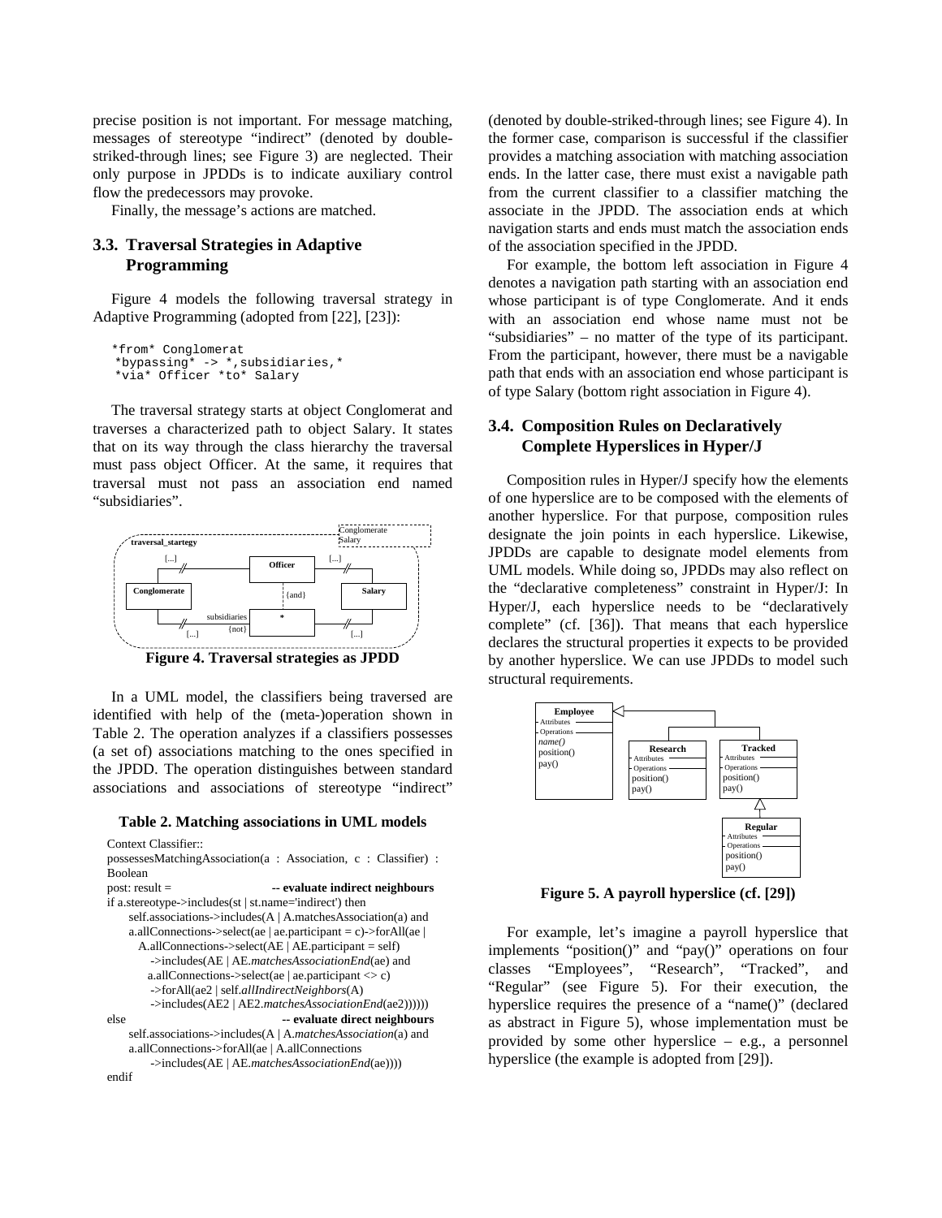precise position is not important. For message matching, messages of stereotype "indirect" (denoted by double-striked-through lines; see Figure 3) are neglected. Their only purpose in JPDDs is to indicate auxiliary control flow the predecessors may provoke.

Finally, the message's actions are matched.

### 3.3. Traversal Strategies in Adaptive Programming

Figure 4 models the following traversal strategy in Adaptive Programming (adopted from [22], [23]):

```
*from* Conglomerat
 *bypassing* -> *,subsidiaries,*
 *via* Officer *to* Salary
```

The traversal strategy starts at object Conglomerat and traverses a characterized path to object Salary. It states that on its way through the class hierarchy the traversal must pass object Officer. At the same, it requires that traversal must not pass an association end named "subsidiaries".

**Figure 4. Traversal strategies as JPDD**

In a UML model, the classifiers being traversed are identified with help of the (meta-)operation shown in Table 2. The operation analyzes if a classifiers possesses (a set of) associations matching to the ones specified in the JPDD. The operation distinguishes between standard associations and associations of stereotype "indirect"

**Table 2. Matching associations in UML models**

```
Context Classifier::
possessesMatchingAssociation(a : Association, c : Classifier) : Boolean
post: result =                                   -- evaluate indirect neighbours
if a.stereotype->includes(st | st.name='indirect') then
    self.associations->includes(A | A.matchesAssociation(a) and
    a.allConnections->select(ae | ae.participant = c)->forAll(ae |
      A.allConnections->select(AE | AE.participant = self)
        ->includes(AE | AE.matchesAssociationEnd(ae) and
       a.allConnections->select(ae | ae.participant <> c)
        ->forAll(ae2 | self.allIndirectNeighbors(A)
        ->includes(AE2 | AE2.matchesAssociationEnd(ae2))))))
else                                             -- evaluate direct neighbours
    self.associations->includes(A | A.matchesAssociation(a) and
    a.allConnections->forAll(ae | A.allConnections
        ->includes(AE | AE.matchesAssociationEnd(ae))))
endif
```

(denoted by double-striked-through lines; see Figure 4). In the former case, comparison is successful if the classifier provides a matching association with matching association ends. In the latter case, there must exist a navigable path from the current classifier to a classifier matching the associate in the JPDD. The association ends at which navigation starts and ends must match the association ends of the association specified in the JPDD.

For example, the bottom left association in Figure 4 denotes a navigation path starting with an association end whose participant is of type Conglomerate. And it ends with an association end whose name must not be "subsidiaries" – no matter of the type of its participant. From the participant, however, there must be a navigable path that ends with an association end whose participant is of type Salary (bottom right association in Figure 4).

### 3.4. Composition Rules on Declaratively Complete Hyperslices in Hyper/J

Composition rules in Hyper/J specify how the elements of one hyperslice are to be composed with the elements of another hyperslice. For that purpose, composition rules designate the join points in each hyperslice. Likewise, JPDDs are capable to designate model elements from UML models. While doing so, JPDDs may also reflect on the "declarative completeness" constraint in Hyper/J: In Hyper/J, each hyperslice needs to be "declaratively complete" (cf. [36]). That means that each hyperslice declares the structural properties it expects to be provided by another hyperslice. We can use JPDDs to model such structural requirements.

**Figure 5. A payroll hyperslice (cf. [29])**

For example, let's imagine a payroll hyperslice that implements "position()" and "pay()" operations on four classes "Employees", "Research", "Tracked", and "Regular" (see Figure 5). For their execution, the hyperslice requires the presence of a "name()" (declared as abstract in Figure 5), whose implementation must be provided by some other hyperslice – e.g., a personnel hyperslice (the example is adopted from [29]).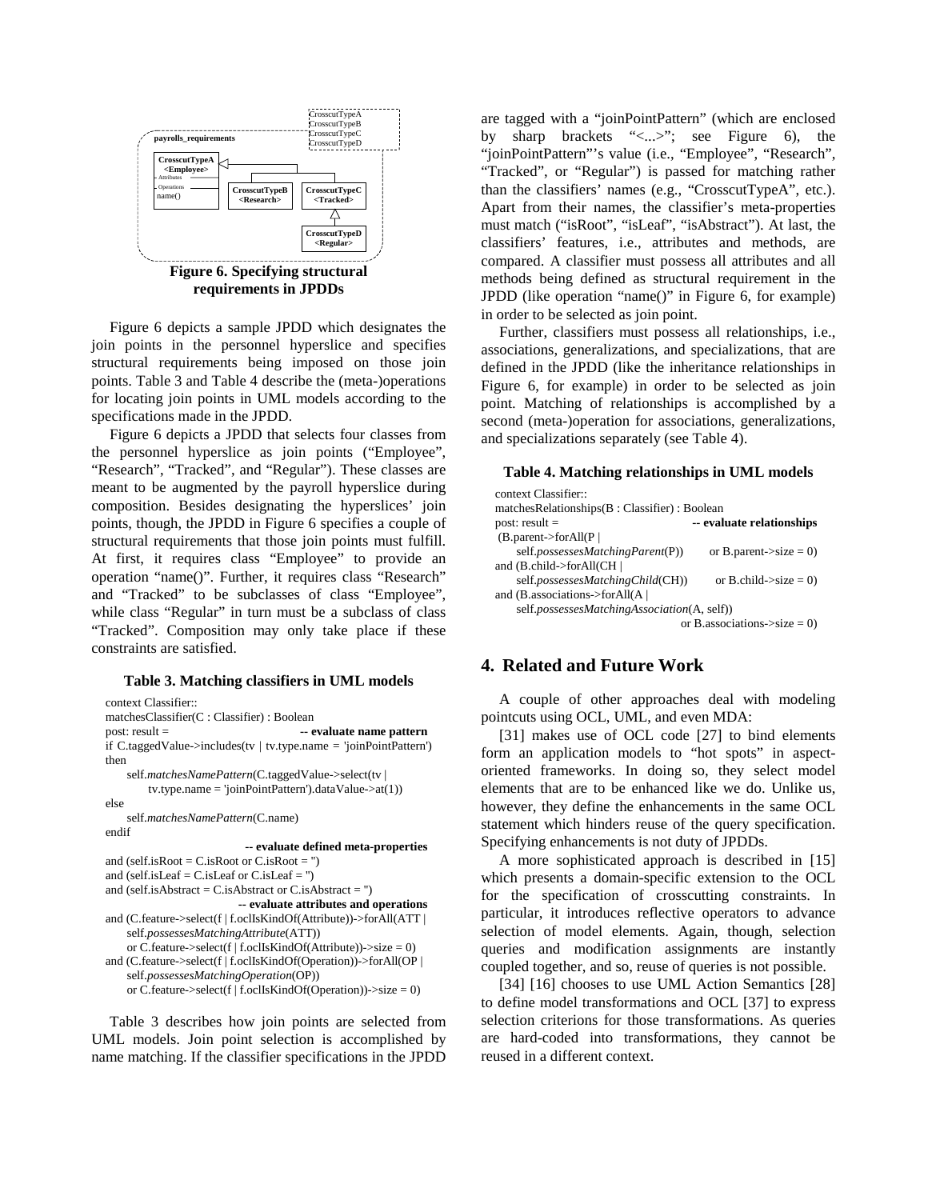Figure 6. Specifying structural requirements in JPDDs

Figure 6 depicts a sample JPDD which designates the join points in the personnel hyperslice and specifies structural requirements being imposed on those join points. Table 3 and Table 4 describe the (meta-)operations for locating join points in UML models according to the specifications made in the JPDD.

Figure 6 depicts a JPDD that selects four classes from the personnel hyperslice as join points ("Employee", "Research", "Tracked", and "Regular"). These classes are meant to be augmented by the payroll hyperslice during composition. Besides designating the hyperslices' join points, though, the JPDD in Figure 6 specifies a couple of structural requirements that those join points must fulfill. At first, it requires class "Employee" to provide an operation "name()". Further, it requires class "Research" and "Tracked" to be subclasses of class "Employee", while class "Regular" in turn must be a subclass of class "Tracked". Composition may only take place if these constraints are satisfied.

**Table 3. Matching classifiers in UML models**

```
context Classifier::
matchesClassifier(C : Classifier) : Boolean
post: result =                              -- evaluate name pattern
if C.taggedValue->includes(tv | tv.type.name = 'joinPointPattern')
then
    self.matchesNamePattern(C.taggedValue->select(tv |
        tv.type.name = 'joinPointPattern').dataValue->at(1))
else
    self.matchesNamePattern(C.name)
endif
                                  -- evaluate defined meta-properties
and (self.isRoot = C.isRoot or C.isRoot = '')
and (self.isLeaf = C.isLeaf or C.isLeaf = '')
and (self.isAbstract = C.isAbstract or C.isAbstract = '')
                              -- evaluate attributes and operations
and (C.feature->select(f | f.oclIsKindOf(Attribute))->forAll(ATT |
    self.possessesMatchingAttribute(ATT))
    or C.feature->select(f | f.oclIsKindOf(Attribute))->size = 0)
and (C.feature->select(f | f.oclIsKindOf(Operation))->forAll(OP |
    self.possessesMatchingOperation(OP))
    or C.feature->select(f | f.oclIsKindOf(Operation))->size = 0)
```

Table 3 describes how join points are selected from UML models. Join point selection is accomplished by name matching. If the classifier specifications in the JPDD are tagged with a "joinPointPattern" (which are enclosed by sharp brackets "<...>"; see Figure 6), the "joinPointPattern"'s value (i.e., "Employee", "Research", "Tracked", or "Regular") is passed for matching rather than the classifiers' names (e.g., "CrosscutTypeA", etc.). Apart from their names, the classifier's meta-properties must match ("isRoot", "isLeaf", "isAbstract"). At last, the classifiers' features, i.e., attributes and methods, are compared. A classifier must possess all attributes and all methods being defined as structural requirement in the JPDD (like operation "name()" in Figure 6, for example) in order to be selected as join point.

Further, classifiers must possess all relationships, i.e., associations, generalizations, and specializations, that are defined in the JPDD (like the inheritance relationships in Figure 6, for example) in order to be selected as join point. Matching of relationships is accomplished by a second (meta-)operation for associations, generalizations, and specializations separately (see Table 4).

**Table 4. Matching relationships in UML models**

```
context Classifier::
matchesRelationships(B : Classifier) : Boolean
post: result =                              -- evaluate relationships
 (B.parent->forAll(P |
    self.possessesMatchingParent(P))        or B.parent->size = 0)
and (B.child->forAll(CH |
    self.possessesMatchingChild(CH))        or B.child->size = 0)
and (B.associations->forAll(A |
    self.possessesMatchingAssociation(A, self))
                                            or B.associations->size = 0)
```

## 4. Related and Future Work

A couple of other approaches deal with modeling pointcuts using OCL, UML, and even MDA:

[31] makes use of OCL code [27] to bind elements form an application models to "hot spots" in aspect-oriented frameworks. In doing so, they select model elements that are to be enhanced like we do. Unlike us, however, they define the enhancements in the same OCL statement which hinders reuse of the query specification. Specifying enhancements is not duty of JPDDs.

A more sophisticated approach is described in [15] which presents a domain-specific extension to the OCL for the specification of crosscutting constraints. In particular, it introduces reflective operators to advance selection of model elements. Again, though, selection queries and modification assignments are instantly coupled together, and so, reuse of queries is not possible.

[34] [16] chooses to use UML Action Semantics [28] to define model transformations and OCL [37] to express selection criterions for those transformations. As queries are hard-coded into transformations, they cannot be reused in a different context.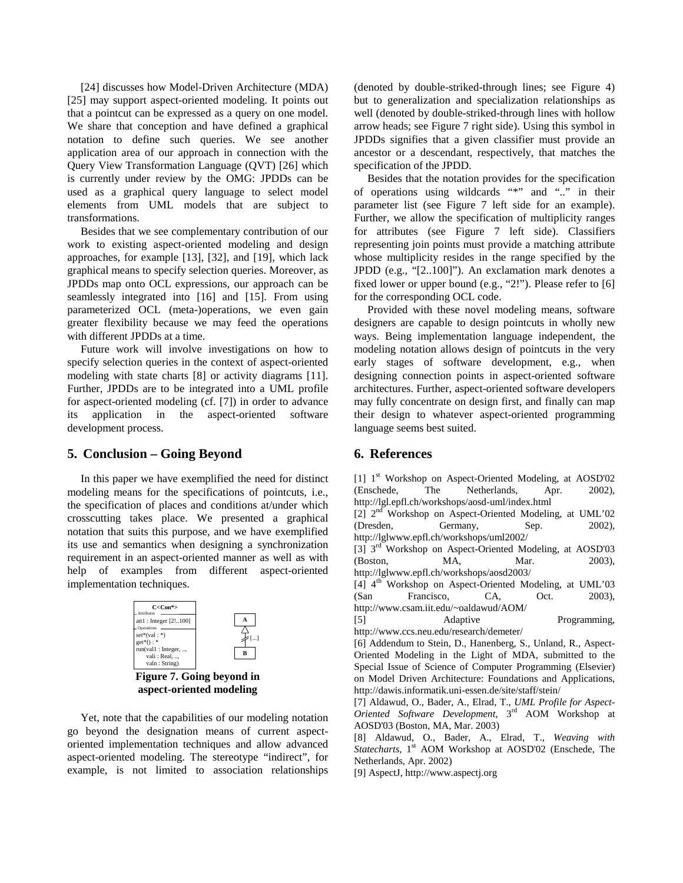[24] discusses how Model-Driven Architecture (MDA) [25] may support aspect-oriented modeling. It points out that a pointcut can be expressed as a query on one model. We share that conception and have defined a graphical notation to define such queries. We see another application area of our approach in connection with the Query View Transformation Language (QVT) [26] which is currently under review by the OMG: JPDDs can be used as a graphical query language to select model elements from UML models that are subject to transformations.

Besides that we see complementary contribution of our work to existing aspect-oriented modeling and design approaches, for example [13], [32], and [19], which lack graphical means to specify selection queries. Moreover, as JPDDs map onto OCL expressions, our approach can be seamlessly integrated into [16] and [15]. From using parameterized OCL (meta-)operations, we even gain greater flexibility because we may feed the operations with different JPDDs at a time.

Future work will involve investigations on how to specify selection queries in the context of aspect-oriented modeling with state charts [8] or activity diagrams [11]. Further, JPDDs are to be integrated into a UML profile for aspect-oriented modeling (cf. [7]) in order to advance its application in the aspect-oriented software development process.

## 5. Conclusion – Going Beyond

In this paper we have exemplified the need for distinct modeling means for the specifications of pointcuts, i.e., the specification of places and conditions at/under which crosscutting takes place. We presented a graphical notation that suits this purpose, and we have exemplified its use and semantics when designing a synchronization requirement in an aspect-oriented manner as well as with help of examples from different aspect-oriented implementation techniques.

C<Con*>
Attributes
att1 : Integer [2!..100]
Operations
set*(val : *)
get*() : *
run(val1 : Integer, ..,
vali : Real, ..,
valn : String)

A
[...]
B

**Figure 7. Going beyond in aspect-oriented modeling**

Yet, note that the capabilities of our modeling notation go beyond the designation means of current aspect-oriented implementation techniques and allow advanced aspect-oriented modeling. The stereotype "indirect", for example, is not limited to association relationships (denoted by double-striked-through lines; see Figure 4) but to generalization and specialization relationships as well (denoted by double-striked-through lines with hollow arrow heads; see Figure 7 right side). Using this symbol in JPDDs signifies that a given classifier must provide an ancestor or a descendant, respectively, that matches the specification of the JPDD.

Besides that the notation provides for the specification of operations using wildcards "*" and ".." in their parameter list (see Figure 7 left side for an example). Further, we allow the specification of multiplicity ranges for attributes (see Figure 7 left side). Classifiers representing join points must provide a matching attribute whose multiplicity resides in the range specified by the JPDD (e.g., "[2..100]"). An exclamation mark denotes a fixed lower or upper bound (e.g., "2!"). Please refer to [6] for the corresponding OCL code.

Provided with these novel modeling means, software designers are capable to design pointcuts in wholly new ways. Being implementation language independent, the modeling notation allows design of pointcuts in the very early stages of software development, e.g., when designing connection points in aspect-oriented software architectures. Further, aspect-oriented software developers may fully concentrate on design first, and finally can map their design to whatever aspect-oriented programming language seems best suited.

## 6. References

[1] 1st Workshop on Aspect-Oriented Modeling, at AOSD'02 (Enschede, The Netherlands, Apr. 2002), http://lgl.epfl.ch/workshops/aosd-uml/index.html

[2] 2nd Workshop on Aspect-Oriented Modeling, at UML'02 (Dresden, Germany, Sep. 2002), http://lglwww.epfl.ch/workshops/uml2002/

[3] 3rd Workshop on Aspect-Oriented Modeling, at AOSD'03 (Boston, MA, Mar. 2003), http://lglwww.epfl.ch/workshops/aosd2003/

[4] 4th Workshop on Aspect-Oriented Modeling, at UML'03 (San Francisco, CA, Oct. 2003), http://www.csam.iit.edu/~oaldawud/AOM/

[5] Adaptive Programming, http://www.ccs.neu.edu/research/demeter/

[6] Addendum to Stein, D., Hanenberg, S., Unland, R., Aspect-Oriented Modeling in the Light of MDA, submitted to the Special Issue of Science of Computer Programming (Elsevier) on Model Driven Architecture: Foundations and Applications, http://dawis.informatik.uni-essen.de/site/staff/stein/

[7] Aldawud, O., Bader, A., Elrad, T., *UML Profile for Aspect-Oriented Software Development*, 3rd AOM Workshop at AOSD'03 (Boston, MA, Mar. 2003)

[8] Aldawud, O., Bader, A., Elrad, T., *Weaving with Statecharts*, 1st AOM Workshop at AOSD'02 (Enschede, The Netherlands, Apr. 2002)

[9] AspectJ, http://www.aspectj.org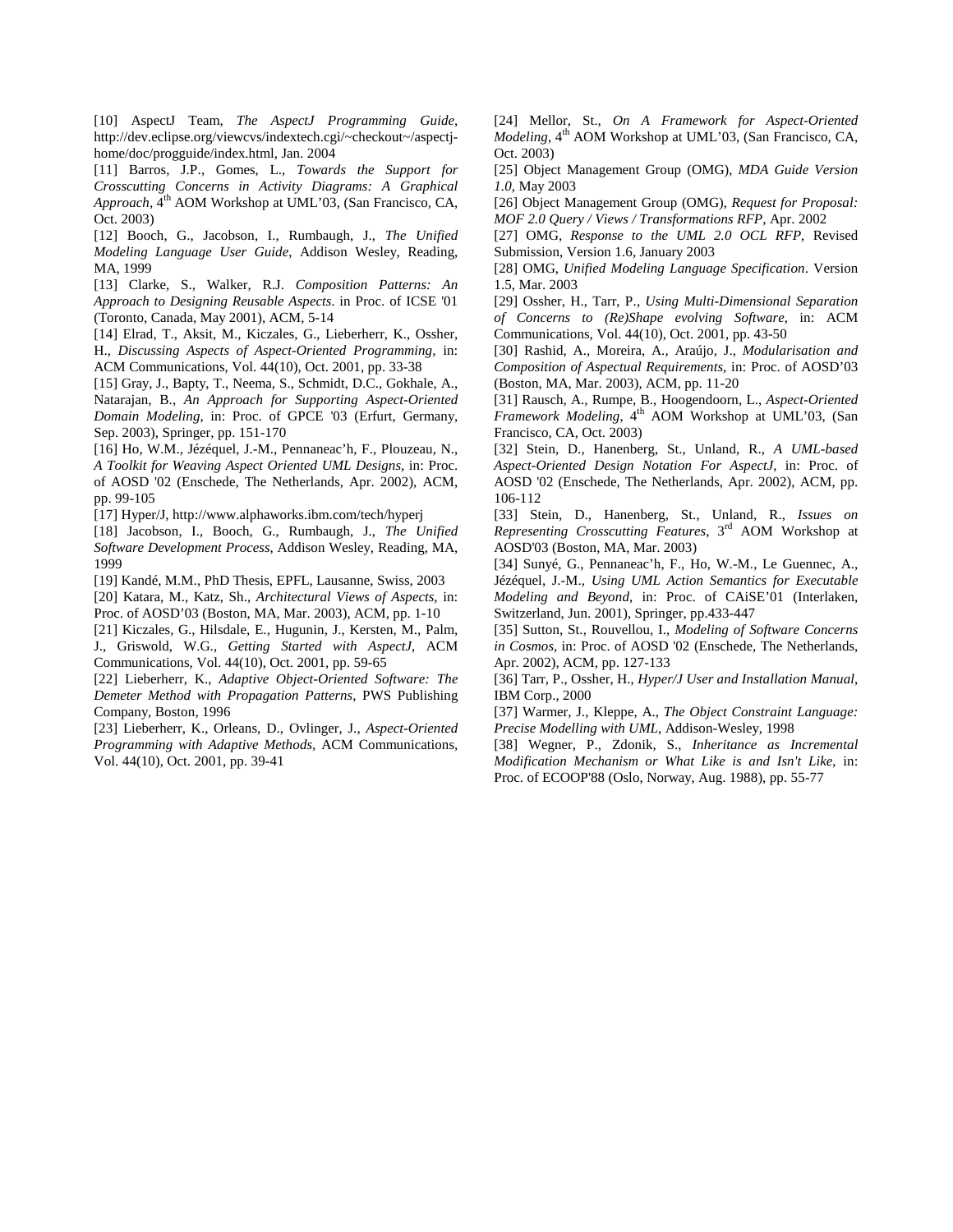[10] AspectJ Team, *The AspectJ Programming Guide*, http://dev.eclipse.org/viewcvs/indextech.cgi/~checkout~/aspectj-home/doc/progguide/index.html, Jan. 2004

[11] Barros, J.P., Gomes, L., *Towards the Support for Crosscutting Concerns in Activity Diagrams: A Graphical Approach*, 4th AOM Workshop at UML'03, (San Francisco, CA, Oct. 2003)

[12] Booch, G., Jacobson, I., Rumbaugh, J., *The Unified Modeling Language User Guide*, Addison Wesley, Reading, MA, 1999

[13] Clarke, S., Walker, R.J. *Composition Patterns: An Approach to Designing Reusable Aspects*. in Proc. of ICSE '01 (Toronto, Canada, May 2001), ACM, 5-14

[14] Elrad, T., Aksit, M., Kiczales, G., Lieberherr, K., Ossher, H., *Discussing Aspects of Aspect-Oriented Programming*, in: ACM Communications, Vol. 44(10), Oct. 2001, pp. 33-38

[15] Gray, J., Bapty, T., Neema, S., Schmidt, D.C., Gokhale, A., Natarajan, B., *An Approach for Supporting Aspect-Oriented Domain Modeling*, in: Proc. of GPCE '03 (Erfurt, Germany, Sep. 2003), Springer, pp. 151-170

[16] Ho, W.M., Jézéquel, J.-M., Pennaneac'h, F., Plouzeau, N., *A Toolkit for Weaving Aspect Oriented UML Designs*, in: Proc. of AOSD '02 (Enschede, The Netherlands, Apr. 2002), ACM, pp. 99-105

[17] Hyper/J, http://www.alphaworks.ibm.com/tech/hyperj

[18] Jacobson, I., Booch, G., Rumbaugh, J., *The Unified Software Development Process*, Addison Wesley, Reading, MA, 1999

[19] Kandé, M.M., PhD Thesis, EPFL, Lausanne, Swiss, 2003

[20] Katara, M., Katz, Sh., *Architectural Views of Aspects*, in: Proc. of AOSD'03 (Boston, MA, Mar. 2003), ACM, pp. 1-10

[21] Kiczales, G., Hilsdale, E., Hugunin, J., Kersten, M., Palm, J., Griswold, W.G., *Getting Started with AspectJ*, ACM Communications, Vol. 44(10), Oct. 2001, pp. 59-65

[22] Lieberherr, K., *Adaptive Object-Oriented Software: The Demeter Method with Propagation Patterns*, PWS Publishing Company, Boston, 1996

[23] Lieberherr, K., Orleans, D., Ovlinger, J., *Aspect-Oriented Programming with Adaptive Methods*, ACM Communications, Vol. 44(10), Oct. 2001, pp. 39-41

[24] Mellor, St., *On A Framework for Aspect-Oriented Modeling*, 4th AOM Workshop at UML'03, (San Francisco, CA, Oct. 2003)

[25] Object Management Group (OMG), *MDA Guide Version 1.0*, May 2003

[26] Object Management Group (OMG), *Request for Proposal: MOF 2.0 Query / Views / Transformations RFP*, Apr. 2002

[27] OMG, *Response to the UML 2.0 OCL RFP*, Revised Submission, Version 1.6, January 2003

[28] OMG, *Unified Modeling Language Specification*. Version 1.5, Mar. 2003

[29] Ossher, H., Tarr, P., *Using Multi-Dimensional Separation of Concerns to (Re)Shape evolving Software*, in: ACM Communications, Vol. 44(10), Oct. 2001, pp. 43-50

[30] Rashid, A., Moreira, A., Araújo, J., *Modularisation and Composition of Aspectual Requirements*, in: Proc. of AOSD'03 (Boston, MA, Mar. 2003), ACM, pp. 11-20

[31] Rausch, A., Rumpe, B., Hoogendoorn, L., *Aspect-Oriented Framework Modeling*, 4th AOM Workshop at UML'03, (San Francisco, CA, Oct. 2003)

[32] Stein, D., Hanenberg, St., Unland, R., *A UML-based Aspect-Oriented Design Notation For AspectJ*, in: Proc. of AOSD '02 (Enschede, The Netherlands, Apr. 2002), ACM, pp. 106-112

[33] Stein, D., Hanenberg, St., Unland, R., *Issues on Representing Crosscutting Features*, 3rd AOM Workshop at AOSD'03 (Boston, MA, Mar. 2003)

[34] Sunyé, G., Pennaneac'h, F., Ho, W.-M., Le Guennec, A., Jézéquel, J.-M., *Using UML Action Semantics for Executable Modeling and Beyond*, in: Proc. of CAiSE'01 (Interlaken, Switzerland, Jun. 2001), Springer, pp.433-447

[35] Sutton, St., Rouvellou, I., *Modeling of Software Concerns in Cosmos*, in: Proc. of AOSD '02 (Enschede, The Netherlands, Apr. 2002), ACM, pp. 127-133

[36] Tarr, P., Ossher, H., *Hyper/J User and Installation Manual*, IBM Corp., 2000

[37] Warmer, J., Kleppe, A., *The Object Constraint Language: Precise Modelling with UML*, Addison-Wesley, 1998

[38] Wegner, P., Zdonik, S., *Inheritance as Incremental Modification Mechanism or What Like is and Isn't Like*, in: Proc. of ECOOP'88 (Oslo, Norway, Aug. 1988), pp. 55-77